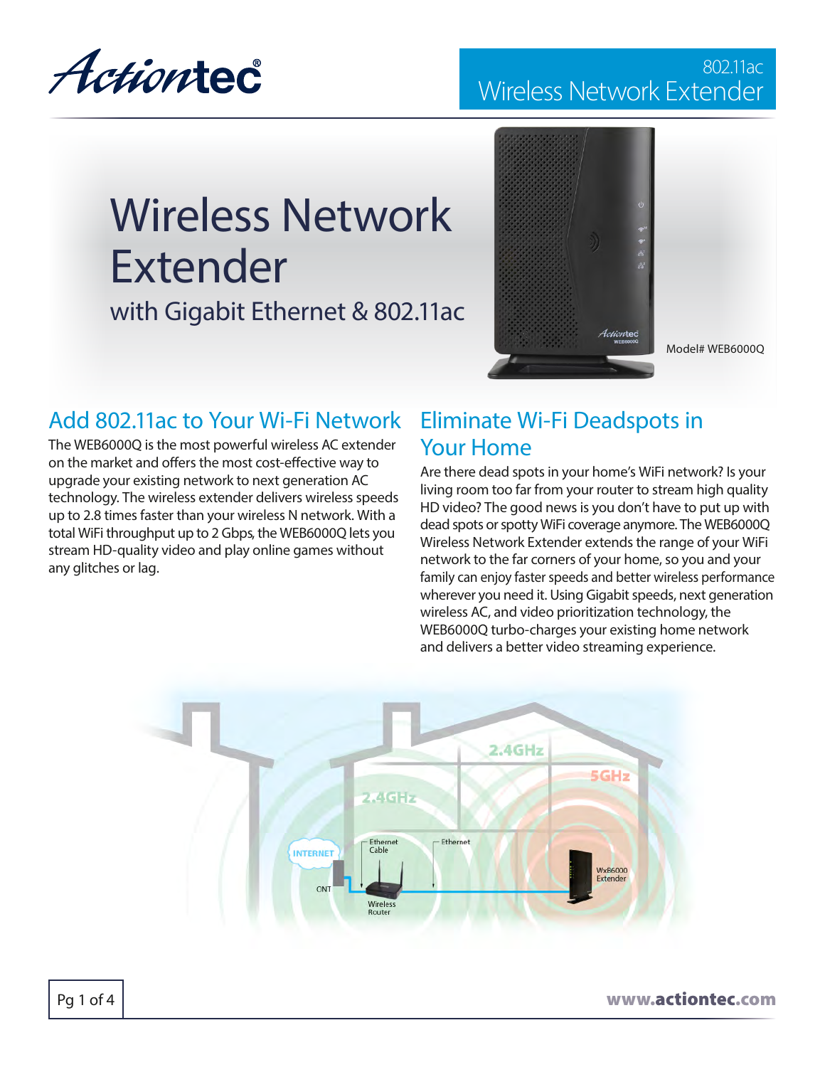Actiontec®

802.11ac
Wireless Network Extender

# Wireless Network Extender

## with Gigabit Ethernet & 802.11ac

Model# WEB6000Q

## Add 802.11ac to Your Wi-Fi Network

The WEB6000Q is the most powerful wireless AC extender on the market and offers the most cost-effective way to upgrade your existing network to next generation AC technology. The wireless extender delivers wireless speeds up to 2.8 times faster than your wireless N network. With a total WiFi throughput up to 2 Gbps, the WEB6000Q lets you stream HD-quality video and play online games without any glitches or lag.

## Eliminate Wi-Fi Deadspots in Your Home

Are there dead spots in your home's WiFi network? Is your living room too far from your router to stream high quality HD video? The good news is you don't have to put up with dead spots or spotty WiFi coverage anymore. The WEB6000Q Wireless Network Extender extends the range of your WiFi network to the far corners of your home, so you and your family can enjoy faster speeds and better wireless performance wherever you need it. Using Gigabit speeds, next generation wireless AC, and video prioritization technology, the WEB6000Q turbo-charges your existing home network and delivers a better video streaming experience.

www.actiontec.com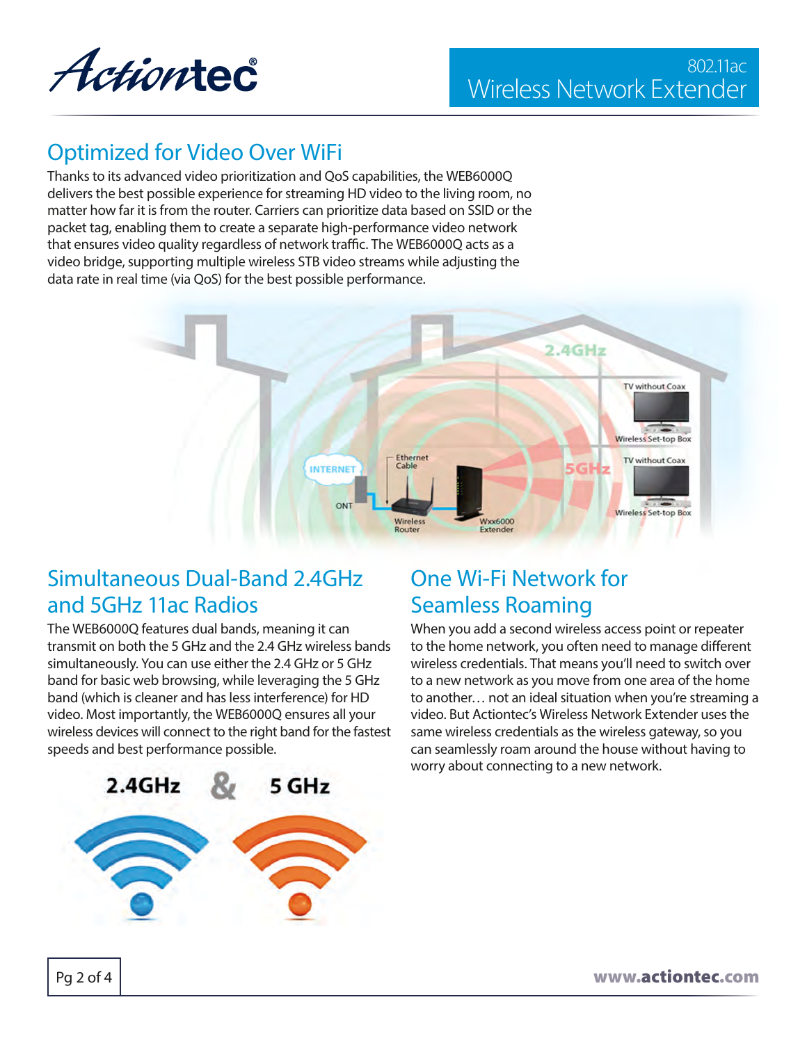## Optimized for Video Over WiFi

Thanks to its advanced video prioritization and QoS capabilities, the WEB6000Q delivers the best possible experience for streaming HD video to the living room, no matter how far it is from the router. Carriers can prioritize data based on SSID or the packet tag, enabling them to create a separate high-performance video network that ensures video quality regardless of network traffic. The WEB6000Q acts as a video bridge, supporting multiple wireless STB video streams while adjusting the data rate in real time (via QoS) for the best possible performance.

## Simultaneous Dual-Band 2.4GHz and 5GHz 11ac Radios

The WEB6000Q features dual bands, meaning it can transmit on both the 5 GHz and the 2.4 GHz wireless bands simultaneously. You can use either the 2.4 GHz or 5 GHz band for basic web browsing, while leveraging the 5 GHz band (which is cleaner and has less interference) for HD video. Most importantly, the WEB6000Q ensures all your wireless devices will connect to the right band for the fastest speeds and best performance possible.

## One Wi-Fi Network for Seamless Roaming

When you add a second wireless access point or repeater to the home network, you often need to manage different wireless credentials. That means you'll need to switch over to a new network as you move from one area of the home to another… not an ideal situation when you're streaming a video. But Actiontec's Wireless Network Extender uses the same wireless credentials as the wireless gateway, so you can seamlessly roam around the house without having to worry about connecting to a new network.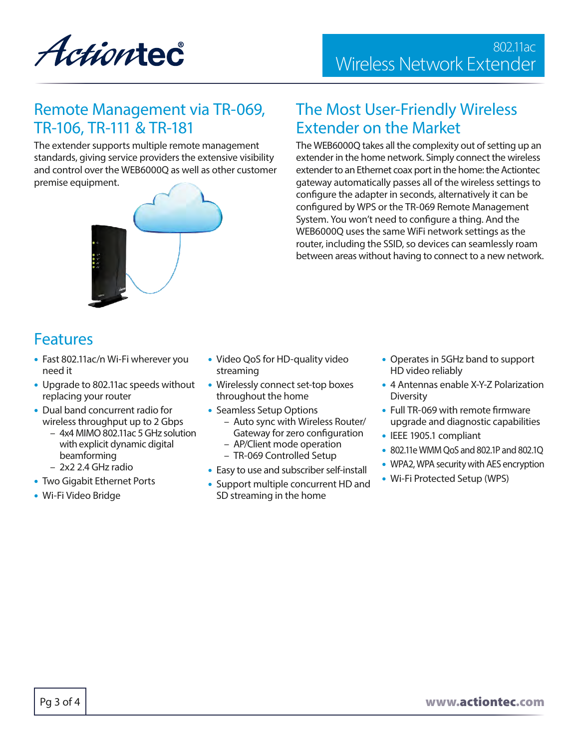## Remote Management via TR-069, TR-106, TR-111 & TR-181

The extender supports multiple remote management standards, giving service providers the extensive visibility and control over the WEB6000Q as well as other customer premise equipment.

## The Most User-Friendly Wireless Extender on the Market

The WEB6000Q takes all the complexity out of setting up an extender in the home network. Simply connect the wireless extender to an Ethernet coax port in the home: the Actiontec gateway automatically passes all of the wireless settings to configure the adapter in seconds, alternatively it can be configured by WPS or the TR-069 Remote Management System. You won't need to configure a thing. And the WEB6000Q uses the same WiFi network settings as the router, including the SSID, so devices can seamlessly roam between areas without having to connect to a new network.

## Features

- Fast 802.11ac/n Wi-Fi wherever you need it
- Upgrade to 802.11ac speeds without replacing your router
- Dual band concurrent radio for wireless throughput up to 2 Gbps
  - 4x4 MIMO 802.11ac 5 GHz solution with explicit dynamic digital beamforming
  - 2x2 2.4 GHz radio
- Two Gigabit Ethernet Ports
- Wi-Fi Video Bridge
- Video QoS for HD-quality video streaming
- Wirelessly connect set-top boxes throughout the home
- Seamless Setup Options
  - Auto sync with Wireless Router/ Gateway for zero configuration
  - AP/Client mode operation
  - TR-069 Controlled Setup
- Easy to use and subscriber self-install
- Support multiple concurrent HD and SD streaming in the home
- Operates in 5GHz band to support HD video reliably
- 4 Antennas enable X-Y-Z Polarization Diversity
- Full TR-069 with remote firmware upgrade and diagnostic capabilities
- IEEE 1905.1 compliant
- 802.11e WMM QoS and 802.1P and 802.1Q
- WPA2, WPA security with AES encryption
- Wi-Fi Protected Setup (WPS)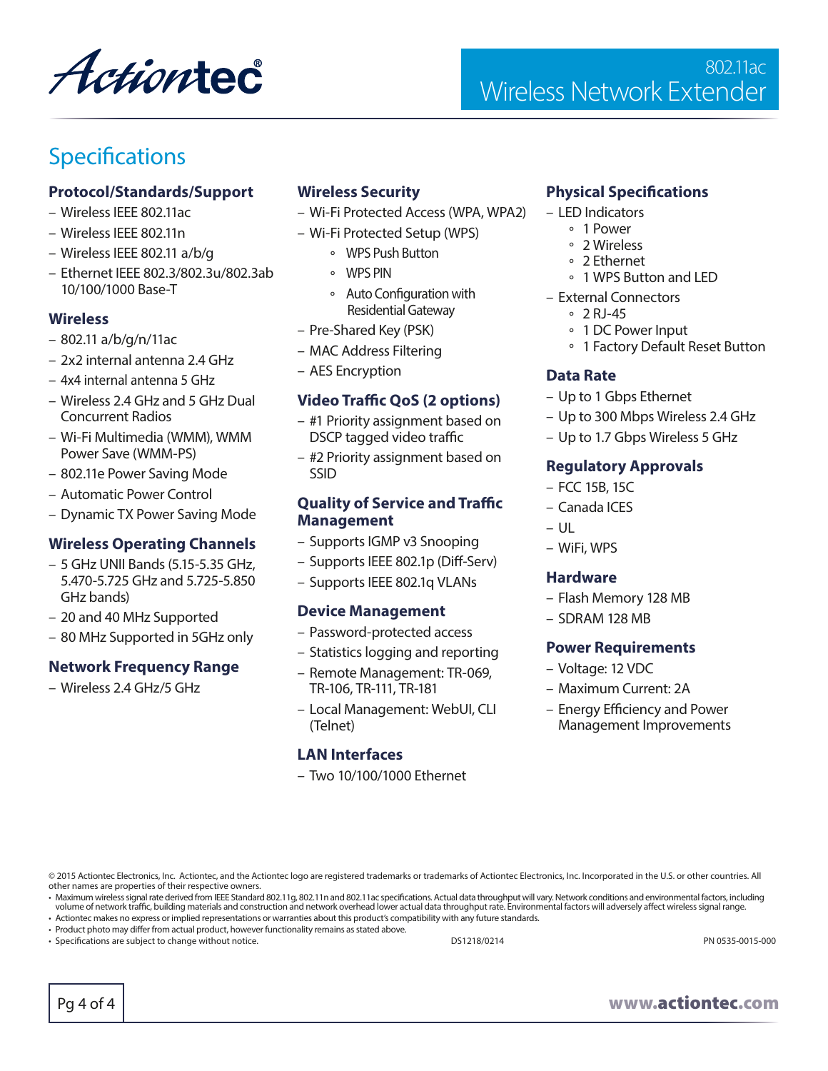Actiontec®

802.11ac
Wireless Network Extender

## Specifications

### Protocol/Standards/Support

- Wireless IEEE 802.11ac
- Wireless IEEE 802.11n
- Wireless IEEE 802.11 a/b/g
- Ethernet IEEE 802.3/802.3u/802.3ab 10/100/1000 Base-T

### Wireless

- 802.11 a/b/g/n/11ac
- 2x2 internal antenna 2.4 GHz
- 4x4 internal antenna 5 GHz
- Wireless 2.4 GHz and 5 GHz Dual Concurrent Radios
- Wi-Fi Multimedia (WMM), WMM Power Save (WMM-PS)
- 802.11e Power Saving Mode
- Automatic Power Control
- Dynamic TX Power Saving Mode

### Wireless Operating Channels

- 5 GHz UNII Bands (5.15-5.35 GHz, 5.470-5.725 GHz and 5.725-5.850 GHz bands)
- 20 and 40 MHz Supported
- 80 MHz Supported in 5GHz only

### Network Frequency Range

- Wireless 2.4 GHz/5 GHz

### Wireless Security

- Wi-Fi Protected Access (WPA, WPA2)
- Wi-Fi Protected Setup (WPS)
  - WPS Push Button
  - WPS PIN
  - Auto Configuration with Residential Gateway
- Pre-Shared Key (PSK)
- MAC Address Filtering
- AES Encryption

### Video Traffic QoS (2 options)

- #1 Priority assignment based on DSCP tagged video traffic
- #2 Priority assignment based on SSID

### Quality of Service and Traffic Management

- Supports IGMP v3 Snooping
- Supports IEEE 802.1p (Diff-Serv)
- Supports IEEE 802.1q VLANs

### Device Management

- Password-protected access
- Statistics logging and reporting
- Remote Management: TR-069, TR-106, TR-111, TR-181
- Local Management: WebUI, CLI (Telnet)

### LAN Interfaces

- Two 10/100/1000 Ethernet

### Physical Specifications

- LED Indicators
  - 1 Power
  - 2 Wireless
  - 2 Ethernet
  - 1 WPS Button and LED
- External Connectors
  - 2 RJ-45
  - 1 DC Power Input
  - 1 Factory Default Reset Button

### Data Rate

- Up to 1 Gbps Ethernet
- Up to 300 Mbps Wireless 2.4 GHz
- Up to 1.7 Gbps Wireless 5 GHz

### Regulatory Approvals

- FCC 15B, 15C
- Canada ICES
- UL
- WiFi, WPS

### Hardware

- Flash Memory 128 MB
- SDRAM 128 MB

### Power Requirements

- Voltage: 12 VDC
- Maximum Current: 2A
- Energy Efficiency and Power Management Improvements

© 2015 Actiontec Electronics, Inc. Actiontec, and the Actiontec logo are registered trademarks or trademarks of Actiontec Electronics, Inc. Incorporated in the U.S. or other countries. All other names are properties of their respective owners.

- Maximum wireless signal rate derived from IEEE Standard 802.11g, 802.11n and 802.11ac specifications. Actual data throughput will vary. Network conditions and environmental factors, including volume of network traffic, building materials and construction and network overhead lower actual data throughput rate. Environmental factors will adversely affect wireless signal range.
- Actiontec makes no express or implied representations or warranties about this product's compatibility with any future standards.
- Product photo may differ from actual product, however functionality remains as stated above.
- Specifications are subject to change without notice.

DS1218/0214

PN 0535-0015-000

www.actiontec.com